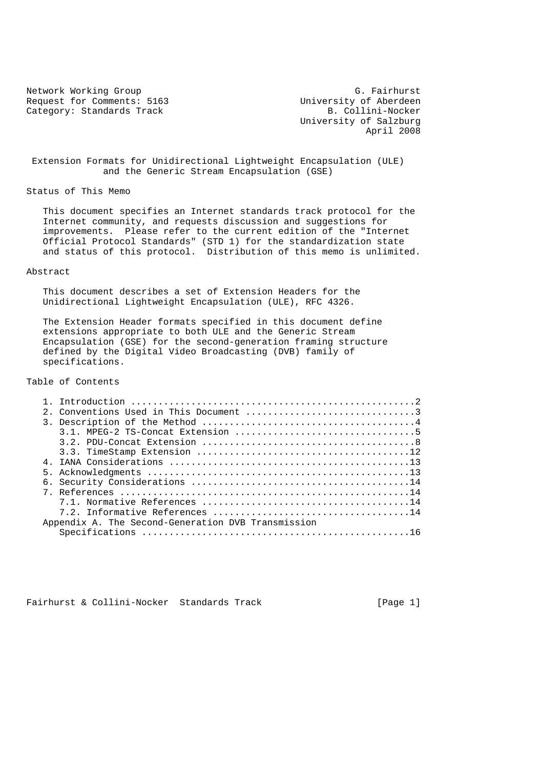Network Working Group G. Fairhurst
Request for Comments: 5163 University of Aberdeen
Category: Standards Track B. Collini-Nocker
University of Salzburg
April 2008

# Extension Formats for Unidirectional Lightweight Encapsulation (ULE) and the Generic Stream Encapsulation (GSE)

## Status of This Memo

This document specifies an Internet standards track protocol for the Internet community, and requests discussion and suggestions for improvements. Please refer to the current edition of the "Internet Official Protocol Standards" (STD 1) for the standardization state and status of this protocol. Distribution of this memo is unlimited.

## Abstract

This document describes a set of Extension Headers for the Unidirectional Lightweight Encapsulation (ULE), RFC 4326.

The Extension Header formats specified in this document define extensions appropriate to both ULE and the Generic Stream Encapsulation (GSE) for the second-generation framing structure defined by the Digital Video Broadcasting (DVB) family of specifications.

## Table of Contents

```
   1. Introduction ....................................................2
   2. Conventions Used in This Document ...............................3
   3. Description of the Method .......................................4
      3.1. MPEG-2 TS-Concat Extension .................................5
      3.2. PDU-Concat Extension .......................................8
      3.3. TimeStamp Extension .......................................12
   4. IANA Considerations ............................................13
   5. Acknowledgments ................................................13
   6. Security Considerations ........................................14
   7. References .....................................................14
      7.1. Normative References ......................................14
      7.2. Informative References ....................................14
   Appendix A. The Second-Generation DVB Transmission
      Specifications .................................................16
```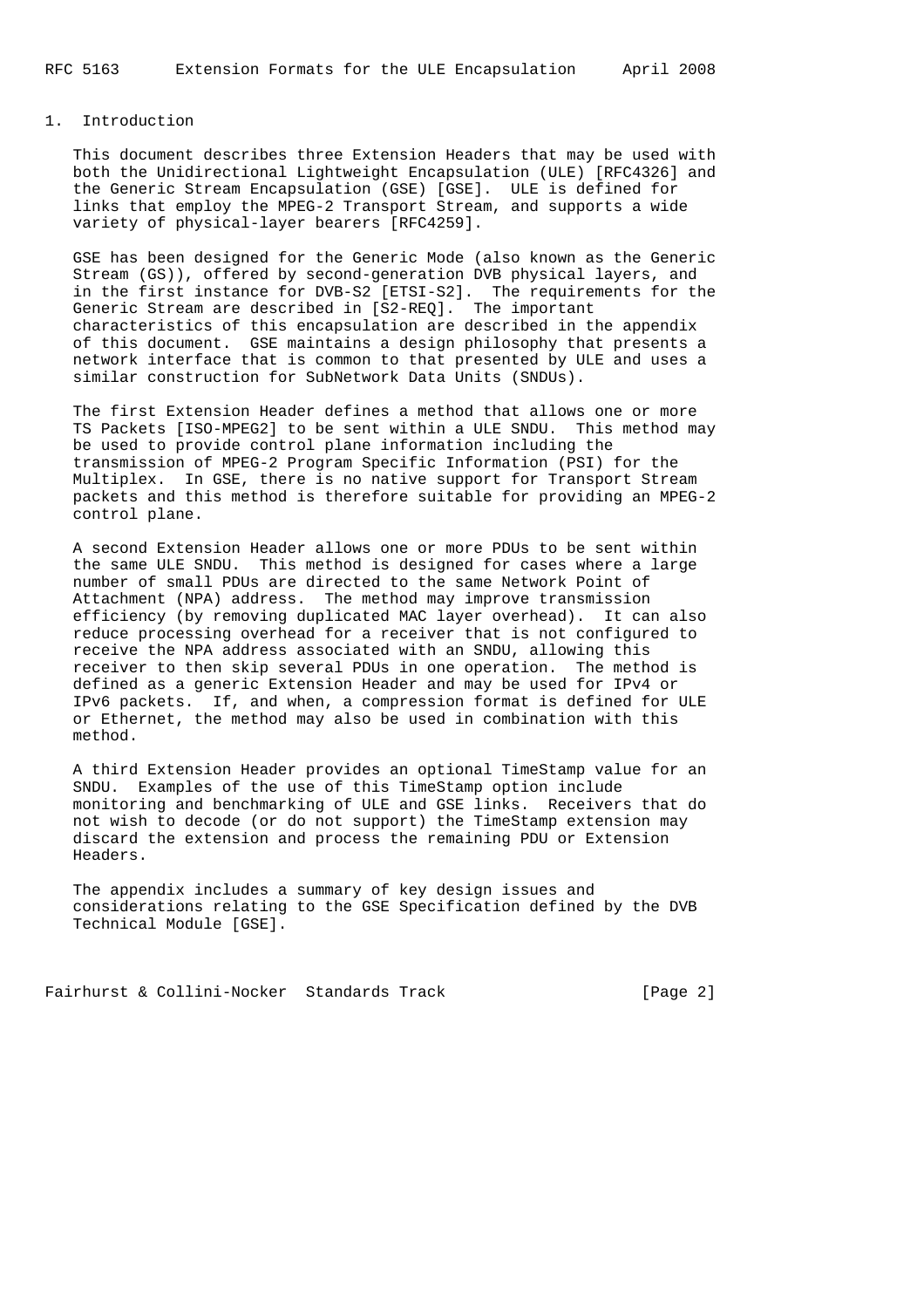## 1. Introduction

This document describes three Extension Headers that may be used with both the Unidirectional Lightweight Encapsulation (ULE) [RFC4326] and the Generic Stream Encapsulation (GSE) [GSE]. ULE is defined for links that employ the MPEG-2 Transport Stream, and supports a wide variety of physical-layer bearers [RFC4259].

GSE has been designed for the Generic Mode (also known as the Generic Stream (GS)), offered by second-generation DVB physical layers, and in the first instance for DVB-S2 [ETSI-S2]. The requirements for the Generic Stream are described in [S2-REQ]. The important characteristics of this encapsulation are described in the appendix of this document. GSE maintains a design philosophy that presents a network interface that is common to that presented by ULE and uses a similar construction for SubNetwork Data Units (SNDUs).

The first Extension Header defines a method that allows one or more TS Packets [ISO-MPEG2] to be sent within a ULE SNDU. This method may be used to provide control plane information including the transmission of MPEG-2 Program Specific Information (PSI) for the Multiplex. In GSE, there is no native support for Transport Stream packets and this method is therefore suitable for providing an MPEG-2 control plane.

A second Extension Header allows one or more PDUs to be sent within the same ULE SNDU. This method is designed for cases where a large number of small PDUs are directed to the same Network Point of Attachment (NPA) address. The method may improve transmission efficiency (by removing duplicated MAC layer overhead). It can also reduce processing overhead for a receiver that is not configured to receive the NPA address associated with an SNDU, allowing this receiver to then skip several PDUs in one operation. The method is defined as a generic Extension Header and may be used for IPv4 or IPv6 packets. If, and when, a compression format is defined for ULE or Ethernet, the method may also be used in combination with this method.

A third Extension Header provides an optional TimeStamp value for an SNDU. Examples of the use of this TimeStamp option include monitoring and benchmarking of ULE and GSE links. Receivers that do not wish to decode (or do not support) the TimeStamp extension may discard the extension and process the remaining PDU or Extension Headers.

The appendix includes a summary of key design issues and considerations relating to the GSE Specification defined by the DVB Technical Module [GSE].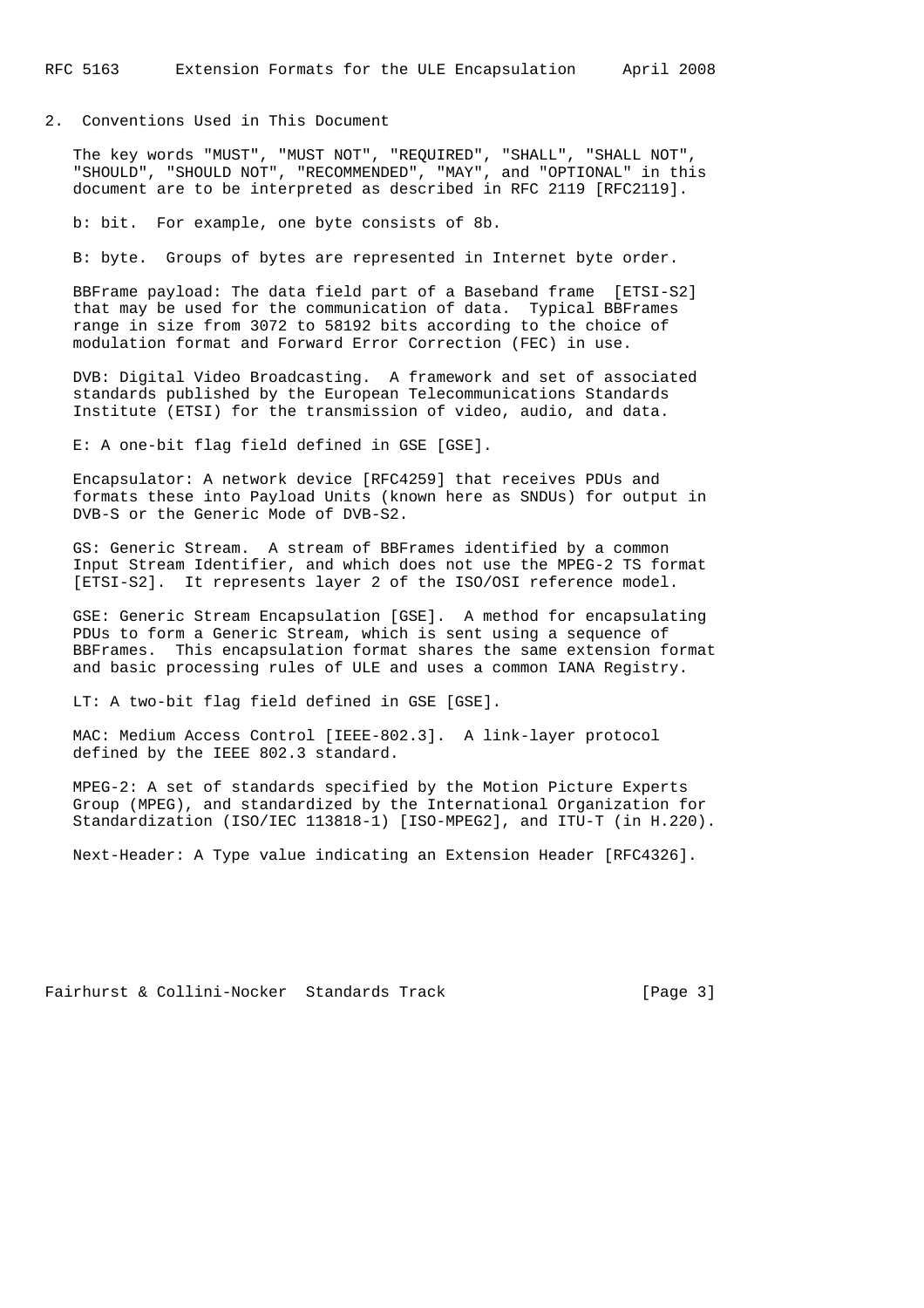## 2. Conventions Used in This Document

The key words "MUST", "MUST NOT", "REQUIRED", "SHALL", "SHALL NOT", "SHOULD", "SHOULD NOT", "RECOMMENDED", "MAY", and "OPTIONAL" in this document are to be interpreted as described in RFC 2119 [RFC2119].

b: bit. For example, one byte consists of 8b.

B: byte. Groups of bytes are represented in Internet byte order.

BBFrame payload: The data field part of a Baseband frame [ETSI-S2] that may be used for the communication of data. Typical BBFrames range in size from 3072 to 58192 bits according to the choice of modulation format and Forward Error Correction (FEC) in use.

DVB: Digital Video Broadcasting. A framework and set of associated standards published by the European Telecommunications Standards Institute (ETSI) for the transmission of video, audio, and data.

E: A one-bit flag field defined in GSE [GSE].

Encapsulator: A network device [RFC4259] that receives PDUs and formats these into Payload Units (known here as SNDUs) for output in DVB-S or the Generic Mode of DVB-S2.

GS: Generic Stream. A stream of BBFrames identified by a common Input Stream Identifier, and which does not use the MPEG-2 TS format [ETSI-S2]. It represents layer 2 of the ISO/OSI reference model.

GSE: Generic Stream Encapsulation [GSE]. A method for encapsulating PDUs to form a Generic Stream, which is sent using a sequence of BBFrames. This encapsulation format shares the same extension format and basic processing rules of ULE and uses a common IANA Registry.

LT: A two-bit flag field defined in GSE [GSE].

MAC: Medium Access Control [IEEE-802.3]. A link-layer protocol defined by the IEEE 802.3 standard.

MPEG-2: A set of standards specified by the Motion Picture Experts Group (MPEG), and standardized by the International Organization for Standardization (ISO/IEC 113818-1) [ISO-MPEG2], and ITU-T (in H.220).

Next-Header: A Type value indicating an Extension Header [RFC4326].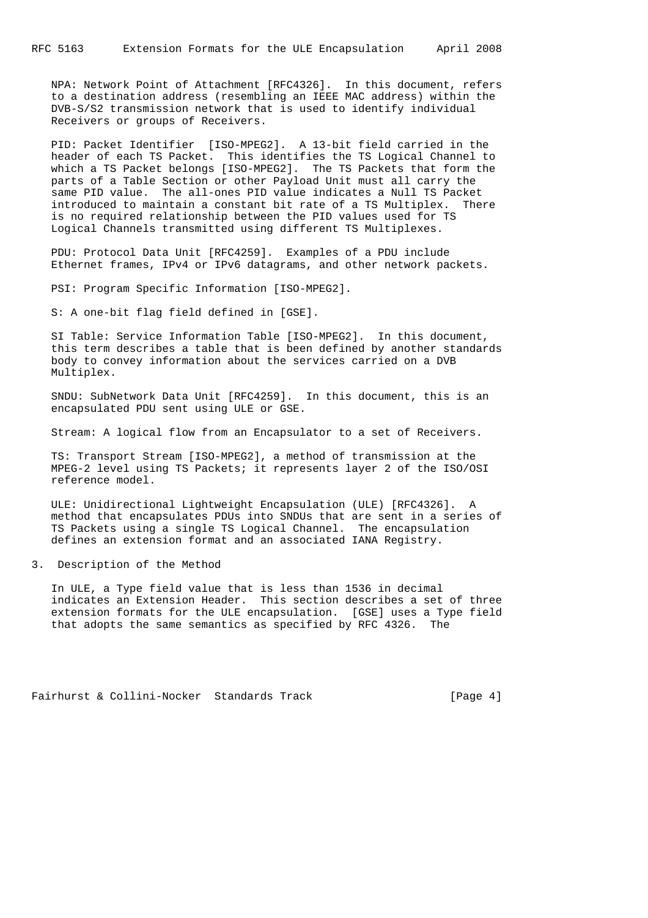NPA: Network Point of Attachment [RFC4326]. In this document, refers to a destination address (resembling an IEEE MAC address) within the DVB-S/S2 transmission network that is used to identify individual Receivers or groups of Receivers.

PID: Packet Identifier [ISO-MPEG2]. A 13-bit field carried in the header of each TS Packet. This identifies the TS Logical Channel to which a TS Packet belongs [ISO-MPEG2]. The TS Packets that form the parts of a Table Section or other Payload Unit must all carry the same PID value. The all-ones PID value indicates a Null TS Packet introduced to maintain a constant bit rate of a TS Multiplex. There is no required relationship between the PID values used for TS Logical Channels transmitted using different TS Multiplexes.

PDU: Protocol Data Unit [RFC4259]. Examples of a PDU include Ethernet frames, IPv4 or IPv6 datagrams, and other network packets.

PSI: Program Specific Information [ISO-MPEG2].

S: A one-bit flag field defined in [GSE].

SI Table: Service Information Table [ISO-MPEG2]. In this document, this term describes a table that is been defined by another standards body to convey information about the services carried on a DVB Multiplex.

SNDU: SubNetwork Data Unit [RFC4259]. In this document, this is an encapsulated PDU sent using ULE or GSE.

Stream: A logical flow from an Encapsulator to a set of Receivers.

TS: Transport Stream [ISO-MPEG2], a method of transmission at the MPEG-2 level using TS Packets; it represents layer 2 of the ISO/OSI reference model.

ULE: Unidirectional Lightweight Encapsulation (ULE) [RFC4326]. A method that encapsulates PDUs into SNDUs that are sent in a series of TS Packets using a single TS Logical Channel. The encapsulation defines an extension format and an associated IANA Registry.

## 3. Description of the Method

In ULE, a Type field value that is less than 1536 in decimal indicates an Extension Header. This section describes a set of three extension formats for the ULE encapsulation. [GSE] uses a Type field that adopts the same semantics as specified by RFC 4326. The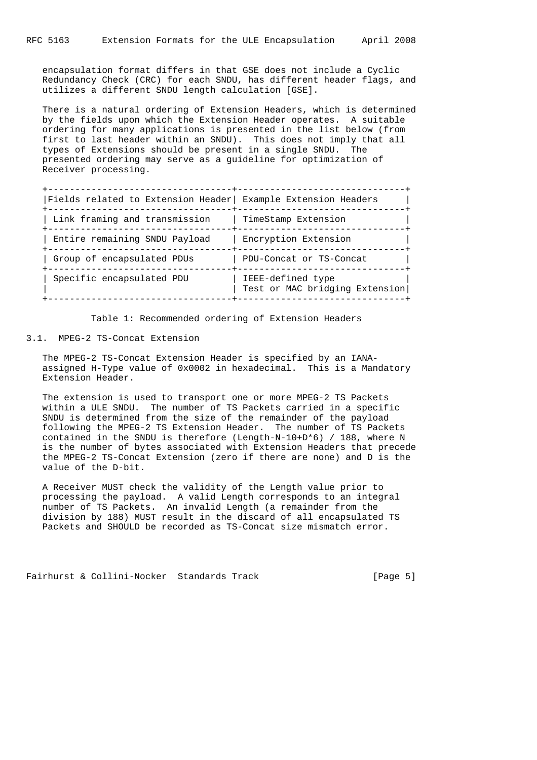encapsulation format differs in that GSE does not include a Cyclic Redundancy Check (CRC) for each SNDU, has different header flags, and utilizes a different SNDU length calculation [GSE].

There is a natural ordering of Extension Headers, which is determined by the fields upon which the Extension Header operates. A suitable ordering for many applications is presented in the list below (from first to last header within an SNDU). This does not imply that all types of Extensions should be present in a single SNDU. The presented ordering may serve as a guideline for optimization of Receiver processing.

| Fields related to Extension Header | Example Extension Headers |
|---|---|
| Link framing and transmission | TimeStamp Extension |
| Entire remaining SNDU Payload | Encryption Extension |
| Group of encapsulated PDUs | PDU-Concat or TS-Concat |
| Specific encapsulated PDU | IEEE-defined type<br>Test or MAC bridging Extension |

Table 1: Recommended ordering of Extension Headers

### 3.1. MPEG-2 TS-Concat Extension

The MPEG-2 TS-Concat Extension Header is specified by an IANA-assigned H-Type value of 0x0002 in hexadecimal. This is a Mandatory Extension Header.

The extension is used to transport one or more MPEG-2 TS Packets within a ULE SNDU. The number of TS Packets carried in a specific SNDU is determined from the size of the remainder of the payload following the MPEG-2 TS Extension Header. The number of TS Packets contained in the SNDU is therefore $(Length-N-10+D*6) / 188$, where N is the number of bytes associated with Extension Headers that precede the MPEG-2 TS-Concat Extension (zero if there are none) and D is the value of the D-bit.

A Receiver MUST check the validity of the Length value prior to processing the payload. A valid Length corresponds to an integral number of TS Packets. An invalid Length (a remainder from the division by 188) MUST result in the discard of all encapsulated TS Packets and SHOULD be recorded as TS-Concat size mismatch error.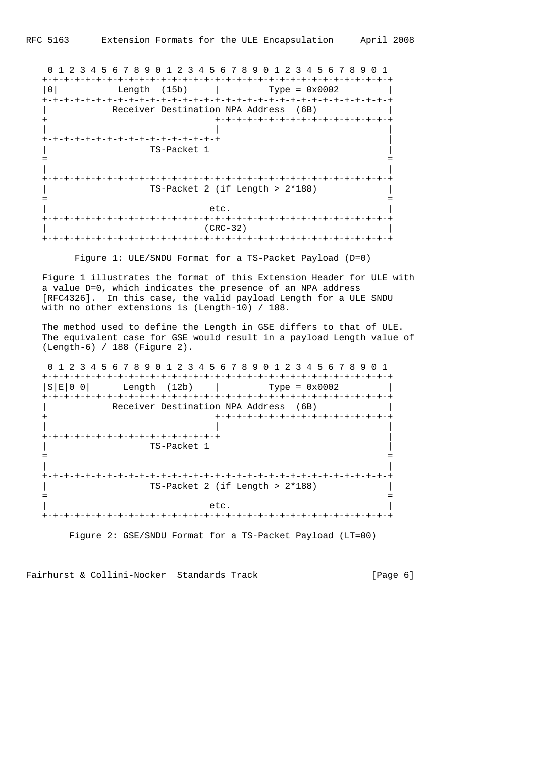```
 0 1 2 3 4 5 6 7 8 9 0 1 2 3 4 5 6 7 8 9 0 1 2 3 4 5 6 7 8 9 0 1
+-+-+-+-+-+-+-+-+-+-+-+-+-+-+-+-+-+-+-+-+-+-+-+-+-+-+-+-+-+-+-+-+
|0|           Length  (15b)     |         Type = 0x0002         |
+-+-+-+-+-+-+-+-+-+-+-+-+-+-+-+-+-+-+-+-+-+-+-+-+-+-+-+-+-+-+-+-+
|            Receiver Destination NPA Address  (6B)             |
+                               +-+-+-+-+-+-+-+-+-+-+-+-+-+-+-+-+
|                               |                               |
+-+-+-+-+-+-+-+-+-+-+-+-+-+-+-+-+                               |
|                   TS-Packet 1                                 |
=                                                               =
|                                                               |
+-+-+-+-+-+-+-+-+-+-+-+-+-+-+-+-+-+-+-+-+-+-+-+-+-+-+-+-+-+-+-+-+
|                   TS-Packet 2 (if Length > 2*188)             |
=                                                               =
|                              etc.                             |
+-+-+-+-+-+-+-+-+-+-+-+-+-+-+-+-+-+-+-+-+-+-+-+-+-+-+-+-+-+-+-+-+
|                             (CRC-32)                          |
+-+-+-+-+-+-+-+-+-+-+-+-+-+-+-+-+-+-+-+-+-+-+-+-+-+-+-+-+-+-+-+-+
```

Figure 1: ULE/SNDU Format for a TS-Packet Payload (D=0)

Figure 1 illustrates the format of this Extension Header for ULE with a value D=0, which indicates the presence of an NPA address [RFC4326]. In this case, the valid payload Length for a ULE SNDU with no other extensions is (Length-10) / 188.

The method used to define the Length in GSE differs to that of ULE. The equivalent case for GSE would result in a payload Length value of (Length-6) / 188 (Figure 2).

```
 0 1 2 3 4 5 6 7 8 9 0 1 2 3 4 5 6 7 8 9 0 1 2 3 4 5 6 7 8 9 0 1
+-+-+-+-+-+-+-+-+-+-+-+-+-+-+-+-+-+-+-+-+-+-+-+-+-+-+-+-+-+-+-+-+
|S|E|0 0|      Length  (12b)    |         Type = 0x0002         |
+-+-+-+-+-+-+-+-+-+-+-+-+-+-+-+-+-+-+-+-+-+-+-+-+-+-+-+-+-+-+-+-+
|            Receiver Destination NPA Address  (6B)             |
+                               +-+-+-+-+-+-+-+-+-+-+-+-+-+-+-+-+
|                               |                               |
+-+-+-+-+-+-+-+-+-+-+-+-+-+-+-+-+                               |
|                   TS-Packet 1                                 |
=                                                               =
|                                                               |
+-+-+-+-+-+-+-+-+-+-+-+-+-+-+-+-+-+-+-+-+-+-+-+-+-+-+-+-+-+-+-+-+
|                   TS-Packet 2 (if Length > 2*188)             |
=                                                               =
|                              etc.                             |
+-+-+-+-+-+-+-+-+-+-+-+-+-+-+-+-+-+-+-+-+-+-+-+-+-+-+-+-+-+-+-+-+
```

Figure 2: GSE/SNDU Format for a TS-Packet Payload (LT=00)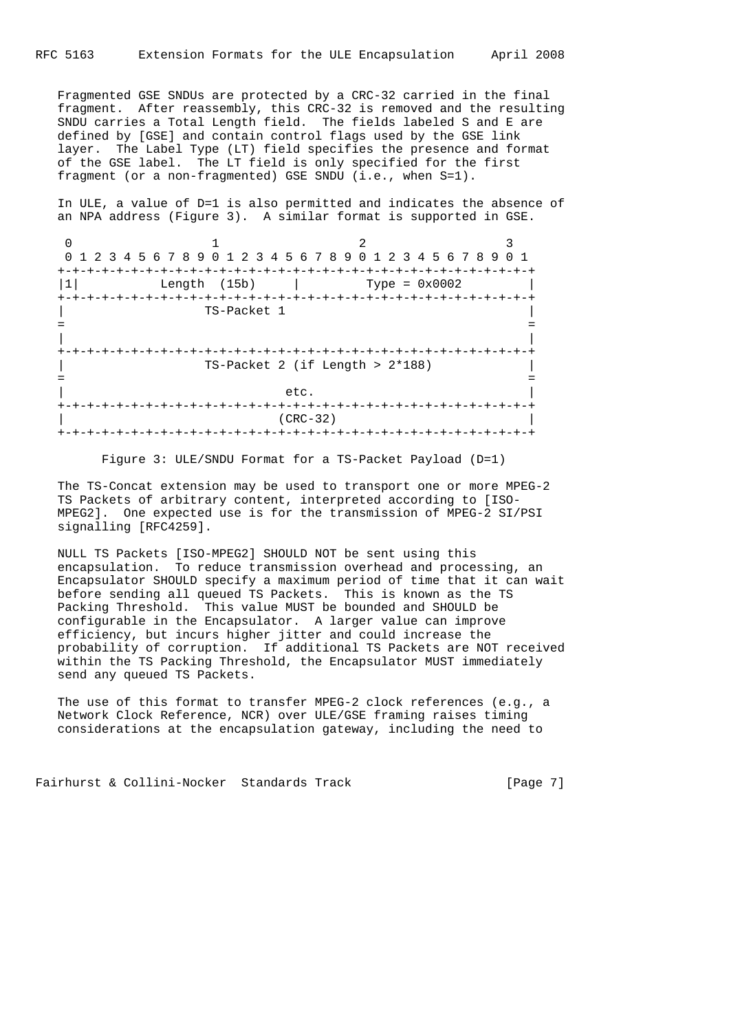Fragmented GSE SNDUs are protected by a CRC-32 carried in the final fragment. After reassembly, this CRC-32 is removed and the resulting SNDU carries a Total Length field. The fields labeled S and E are defined by [GSE] and contain control flags used by the GSE link layer. The Label Type (LT) field specifies the presence and format of the GSE label. The LT field is only specified for the first fragment (or a non-fragmented) GSE SNDU (i.e., when S=1).

In ULE, a value of D=1 is also permitted and indicates the absence of an NPA address (Figure 3). A similar format is supported in GSE.

```
 0                   1                   2                   3
 0 1 2 3 4 5 6 7 8 9 0 1 2 3 4 5 6 7 8 9 0 1 2 3 4 5 6 7 8 9 0 1
+-+-+-+-+-+-+-+-+-+-+-+-+-+-+-+-+-+-+-+-+-+-+-+-+-+-+-+-+-+-+-+-+
|1|           Length  (15b)     |         Type = 0x0002         |
+-+-+-+-+-+-+-+-+-+-+-+-+-+-+-+-+-+-+-+-+-+-+-+-+-+-+-+-+-+-+-+-+
|                    TS-Packet 1                                |
=                                                               =
|                                                               |
+-+-+-+-+-+-+-+-+-+-+-+-+-+-+-+-+-+-+-+-+-+-+-+-+-+-+-+-+-+-+-+-+
|                    TS-Packet 2 (if Length > 2*188)            |
=                                                               =
|                               etc.                            |
+-+-+-+-+-+-+-+-+-+-+-+-+-+-+-+-+-+-+-+-+-+-+-+-+-+-+-+-+-+-+-+-+
|                             (CRC-32)                          |
+-+-+-+-+-+-+-+-+-+-+-+-+-+-+-+-+-+-+-+-+-+-+-+-+-+-+-+-+-+-+-+-+
```

Figure 3: ULE/SNDU Format for a TS-Packet Payload (D=1)

The TS-Concat extension may be used to transport one or more MPEG-2 TS Packets of arbitrary content, interpreted according to [ISO-MPEG2]. One expected use is for the transmission of MPEG-2 SI/PSI signalling [RFC4259].

NULL TS Packets [ISO-MPEG2] SHOULD NOT be sent using this encapsulation. To reduce transmission overhead and processing, an Encapsulator SHOULD specify a maximum period of time that it can wait before sending all queued TS Packets. This is known as the TS Packing Threshold. This value MUST be bounded and SHOULD be configurable in the Encapsulator. A larger value can improve efficiency, but incurs higher jitter and could increase the probability of corruption. If additional TS Packets are NOT received within the TS Packing Threshold, the Encapsulator MUST immediately send any queued TS Packets.

The use of this format to transfer MPEG-2 clock references (e.g., a Network Clock Reference, NCR) over ULE/GSE framing raises timing considerations at the encapsulation gateway, including the need to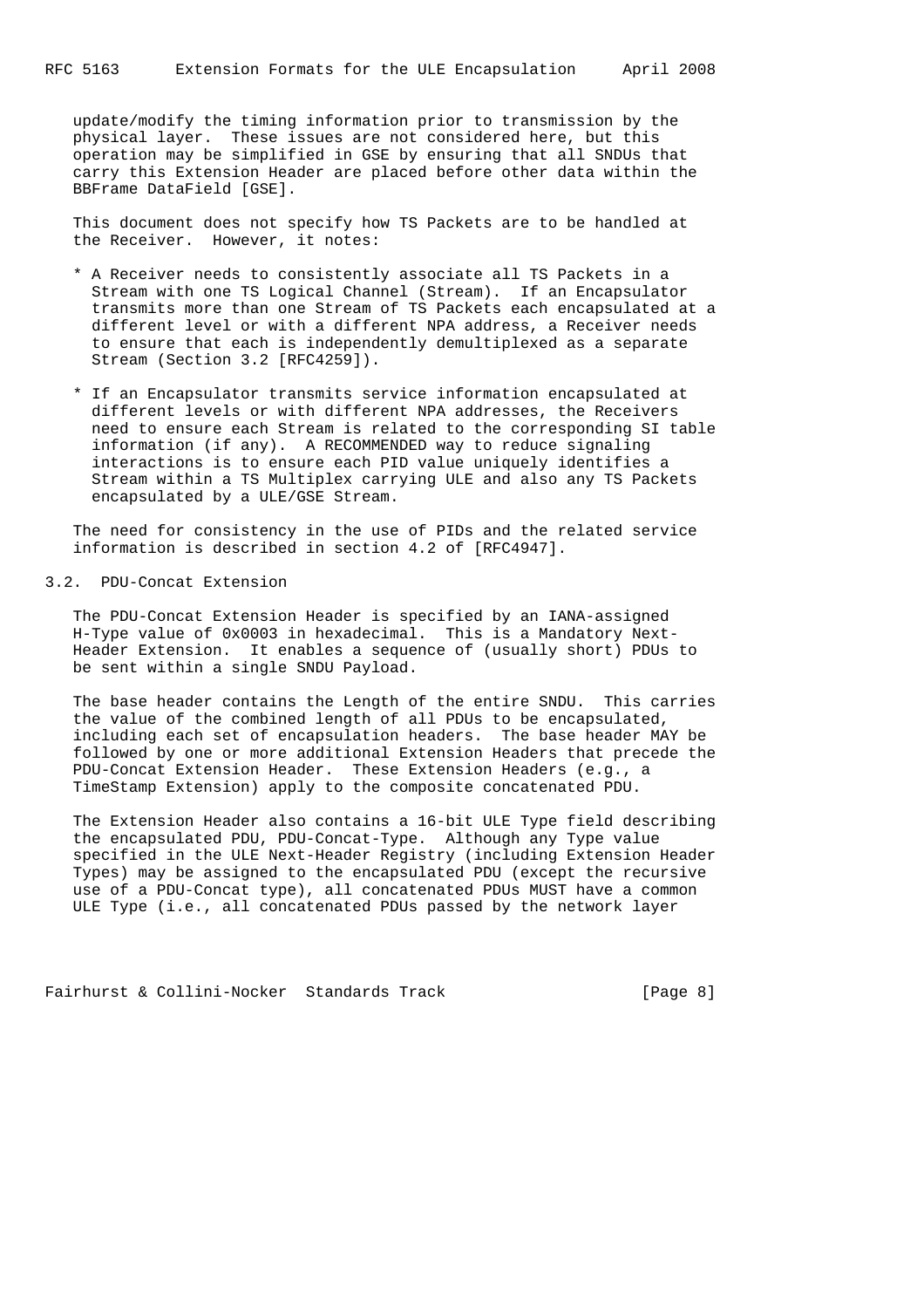update/modify the timing information prior to transmission by the physical layer. These issues are not considered here, but this operation may be simplified in GSE by ensuring that all SNDUs that carry this Extension Header are placed before other data within the BBFrame DataField [GSE].

This document does not specify how TS Packets are to be handled at the Receiver. However, it notes:

* A Receiver needs to consistently associate all TS Packets in a Stream with one TS Logical Channel (Stream). If an Encapsulator transmits more than one Stream of TS Packets each encapsulated at a different level or with a different NPA address, a Receiver needs to ensure that each is independently demultiplexed as a separate Stream (Section 3.2 [RFC4259]).

* If an Encapsulator transmits service information encapsulated at different levels or with different NPA addresses, the Receivers need to ensure each Stream is related to the corresponding SI table information (if any). A RECOMMENDED way to reduce signaling interactions is to ensure each PID value uniquely identifies a Stream within a TS Multiplex carrying ULE and also any TS Packets encapsulated by a ULE/GSE Stream.

The need for consistency in the use of PIDs and the related service information is described in section 4.2 of [RFC4947].

## 3.2. PDU-Concat Extension

The PDU-Concat Extension Header is specified by an IANA-assigned H-Type value of 0x0003 in hexadecimal. This is a Mandatory Next-Header Extension. It enables a sequence of (usually short) PDUs to be sent within a single SNDU Payload.

The base header contains the Length of the entire SNDU. This carries the value of the combined length of all PDUs to be encapsulated, including each set of encapsulation headers. The base header MAY be followed by one or more additional Extension Headers that precede the PDU-Concat Extension Header. These Extension Headers (e.g., a TimeStamp Extension) apply to the composite concatenated PDU.

The Extension Header also contains a 16-bit ULE Type field describing the encapsulated PDU, PDU-Concat-Type. Although any Type value specified in the ULE Next-Header Registry (including Extension Header Types) may be assigned to the encapsulated PDU (except the recursive use of a PDU-Concat type), all concatenated PDUs MUST have a common ULE Type (i.e., all concatenated PDUs passed by the network layer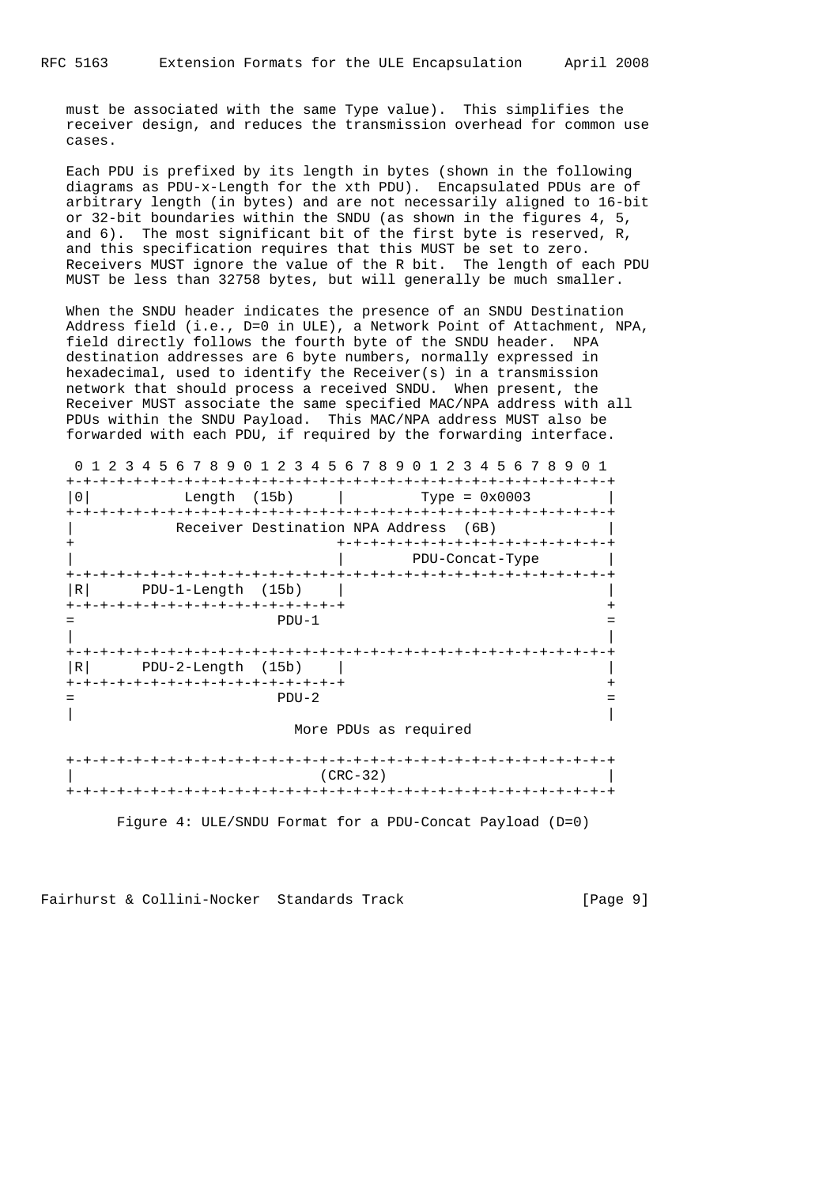must be associated with the same Type value). This simplifies the receiver design, and reduces the transmission overhead for common use cases.

Each PDU is prefixed by its length in bytes (shown in the following diagrams as PDU-x-Length for the xth PDU). Encapsulated PDUs are of arbitrary length (in bytes) and are not necessarily aligned to 16-bit or 32-bit boundaries within the SNDU (as shown in the figures 4, 5, and 6). The most significant bit of the first byte is reserved, R, and this specification requires that this MUST be set to zero. Receivers MUST ignore the value of the R bit. The length of each PDU MUST be less than 32758 bytes, but will generally be much smaller.

When the SNDU header indicates the presence of an SNDU Destination Address field (i.e., D=0 in ULE), a Network Point of Attachment, NPA, field directly follows the fourth byte of the SNDU header. NPA destination addresses are 6 byte numbers, normally expressed in hexadecimal, used to identify the Receiver(s) in a transmission network that should process a received SNDU. When present, the Receiver MUST associate the same specified MAC/NPA address with all PDUs within the SNDU Payload. This MAC/NPA address MUST also be forwarded with each PDU, if required by the forwarding interface.

```
 0 1 2 3 4 5 6 7 8 9 0 1 2 3 4 5 6 7 8 9 0 1 2 3 4 5 6 7 8 9 0 1
+-+-+-+-+-+-+-+-+-+-+-+-+-+-+-+-+-+-+-+-+-+-+-+-+-+-+-+-+-+-+-+-+
|0|           Length  (15b)     |         Type = 0x0003         |
+-+-+-+-+-+-+-+-+-+-+-+-+-+-+-+-+-+-+-+-+-+-+-+-+-+-+-+-+-+-+-+-+
|            Receiver Destination NPA Address  (6B)             |
+                               +-+-+-+-+-+-+-+-+-+-+-+-+-+-+-+-+
|                               |        PDU-Concat-Type        |
+-+-+-+-+-+-+-+-+-+-+-+-+-+-+-+-+-+-+-+-+-+-+-+-+-+-+-+-+-+-+-+-+
|R|      PDU-1-Length  (15b)    |                               |
+-+-+-+-+-+-+-+-+-+-+-+-+-+-+-+-+                               +
=                          PDU-1                                =
|                                                               |
+-+-+-+-+-+-+-+-+-+-+-+-+-+-+-+-+-+-+-+-+-+-+-+-+-+-+-+-+-+-+-+-+
|R|      PDU-2-Length  (15b)    |                               |
+-+-+-+-+-+-+-+-+-+-+-+-+-+-+-+-+                               +
=                          PDU-2                                =
|                                                               |
                           More PDUs as required

+-+-+-+-+-+-+-+-+-+-+-+-+-+-+-+-+-+-+-+-+-+-+-+-+-+-+-+-+-+-+-+-+
|                             (CRC-32)                          |
+-+-+-+-+-+-+-+-+-+-+-+-+-+-+-+-+-+-+-+-+-+-+-+-+-+-+-+-+-+-+-+-+
```

Figure 4: ULE/SNDU Format for a PDU-Concat Payload (D=0)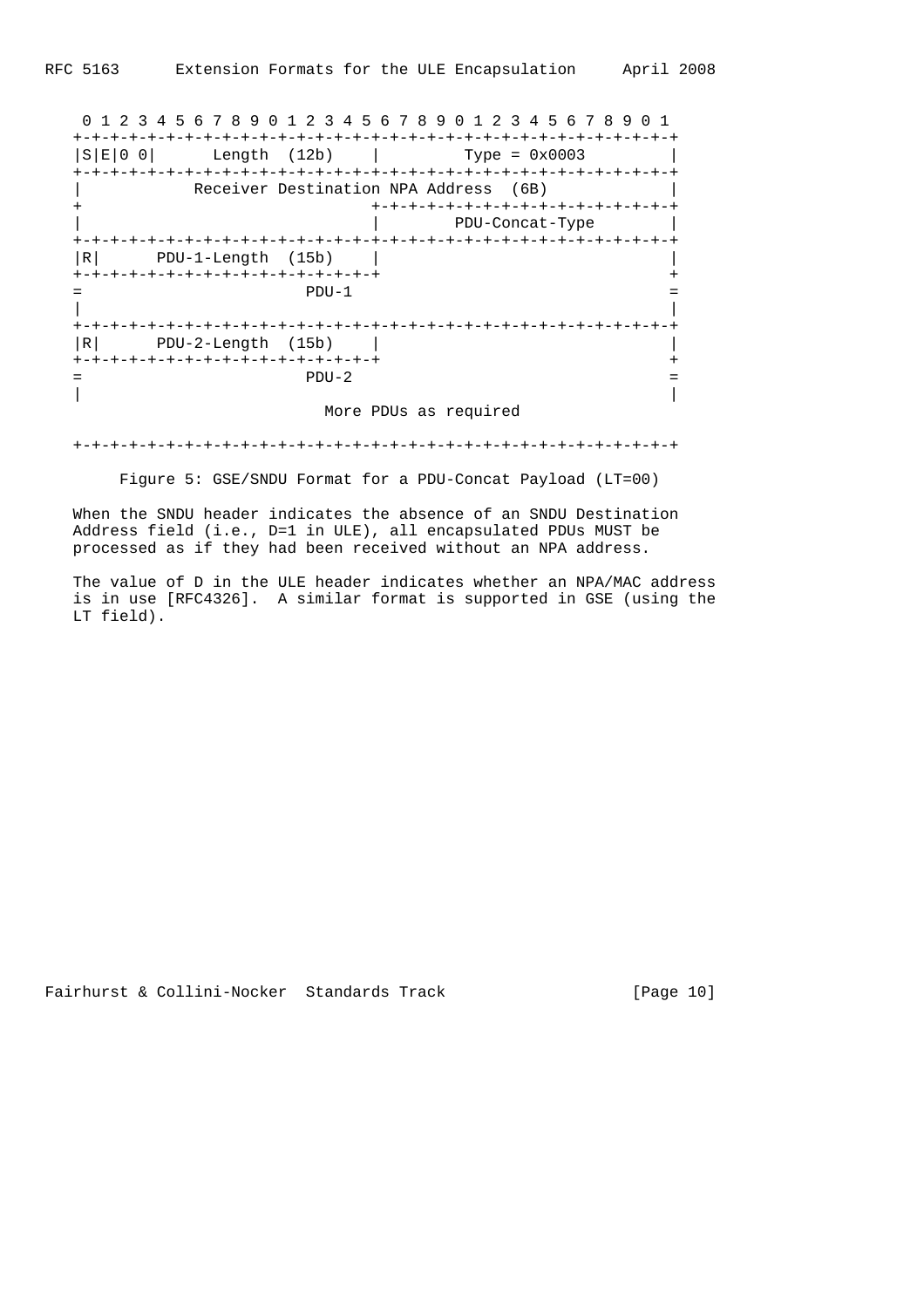```
    0 1 2 3 4 5 6 7 8 9 0 1 2 3 4 5 6 7 8 9 0 1 2 3 4 5 6 7 8 9 0 1
   +-+-+-+-+-+-+-+-+-+-+-+-+-+-+-+-+-+-+-+-+-+-+-+-+-+-+-+-+-+-+-+-+
   |S|E|0 0|      Length  (12b)    |         Type = 0x0003         |
   +-+-+-+-+-+-+-+-+-+-+-+-+-+-+-+-+-+-+-+-+-+-+-+-+-+-+-+-+-+-+-+-+
   |            Receiver Destination NPA Address  (6B)             |
   +                               +-+-+-+-+-+-+-+-+-+-+-+-+-+-+-+-+
   |                               |        PDU-Concat-Type        |
   +-+-+-+-+-+-+-+-+-+-+-+-+-+-+-+-+-+-+-+-+-+-+-+-+-+-+-+-+-+-+-+-+
   |R|      PDU-1-Length  (15b)    |                               |
   +-+-+-+-+-+-+-+-+-+-+-+-+-+-+-+-+                               +
   =                          PDU-1                                =
   |                                                               |
   +-+-+-+-+-+-+-+-+-+-+-+-+-+-+-+-+-+-+-+-+-+-+-+-+-+-+-+-+-+-+-+-+
   |R|      PDU-2-Length  (15b)    |                               |
   +-+-+-+-+-+-+-+-+-+-+-+-+-+-+-+-+                               +
   =                          PDU-2                                =
   |                                                               |
                            More PDUs as required

   +-+-+-+-+-+-+-+-+-+-+-+-+-+-+-+-+-+-+-+-+-+-+-+-+-+-+-+-+-+-+-+-+
```

Figure 5: GSE/SNDU Format for a PDU-Concat Payload (LT=00)

When the SNDU header indicates the absence of an SNDU Destination Address field (i.e., D=1 in ULE), all encapsulated PDUs MUST be processed as if they had been received without an NPA address.

The value of D in the ULE header indicates whether an NPA/MAC address is in use [RFC4326]. A similar format is supported in GSE (using the LT field).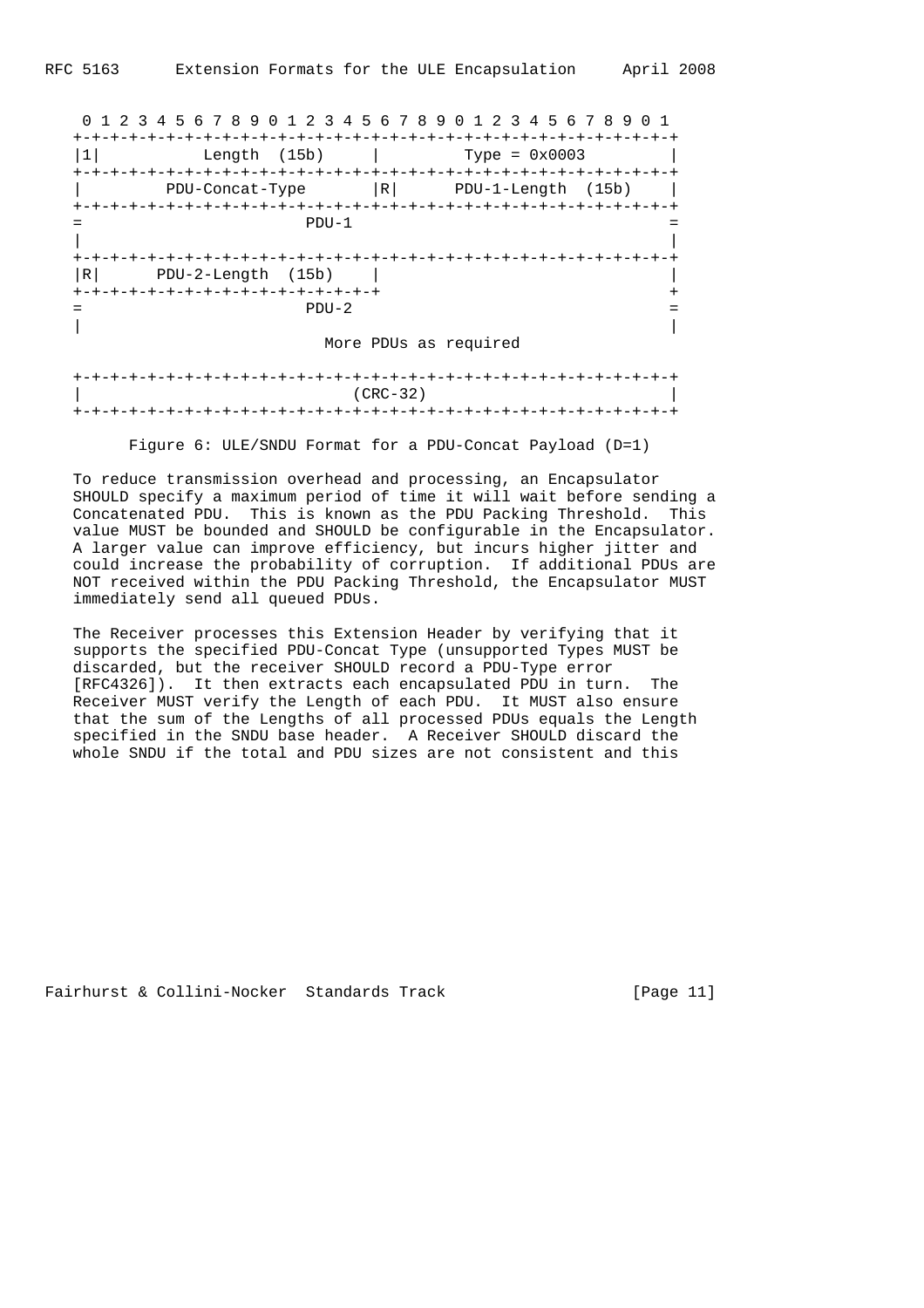```
 0 1 2 3 4 5 6 7 8 9 0 1 2 3 4 5 6 7 8 9 0 1 2 3 4 5 6 7 8 9 0 1
+-+-+-+-+-+-+-+-+-+-+-+-+-+-+-+-+-+-+-+-+-+-+-+-+-+-+-+-+-+-+-+-+
|1|           Length  (15b)     |         Type = 0x0003         |
+-+-+-+-+-+-+-+-+-+-+-+-+-+-+-+-+-+-+-+-+-+-+-+-+-+-+-+-+-+-+-+-+
|         PDU-Concat-Type       |R|      PDU-1-Length  (15b)    |
+-+-+-+-+-+-+-+-+-+-+-+-+-+-+-+-+-+-+-+-+-+-+-+-+-+-+-+-+-+-+-+-+
=                          PDU-1                                =
|                                                               |
+-+-+-+-+-+-+-+-+-+-+-+-+-+-+-+-+-+-+-+-+-+-+-+-+-+-+-+-+-+-+-+-+
|R|      PDU-2-Length  (15b)    |                               |
+-+-+-+-+-+-+-+-+-+-+-+-+-+-+-+-+                               +
=                          PDU-2                                =
|                                                               |
                            More PDUs as required

+-+-+-+-+-+-+-+-+-+-+-+-+-+-+-+-+-+-+-+-+-+-+-+-+-+-+-+-+-+-+-+-+
|                             (CRC-32)                          |
+-+-+-+-+-+-+-+-+-+-+-+-+-+-+-+-+-+-+-+-+-+-+-+-+-+-+-+-+-+-+-+-+
```

Figure 6: ULE/SNDU Format for a PDU-Concat Payload (D=1)

To reduce transmission overhead and processing, an Encapsulator SHOULD specify a maximum period of time it will wait before sending a Concatenated PDU. This is known as the PDU Packing Threshold. This value MUST be bounded and SHOULD be configurable in the Encapsulator. A larger value can improve efficiency, but incurs higher jitter and could increase the probability of corruption. If additional PDUs are NOT received within the PDU Packing Threshold, the Encapsulator MUST immediately send all queued PDUs.

The Receiver processes this Extension Header by verifying that it supports the specified PDU-Concat Type (unsupported Types MUST be discarded, but the receiver SHOULD record a PDU-Type error [RFC4326]). It then extracts each encapsulated PDU in turn. The Receiver MUST verify the Length of each PDU. It MUST also ensure that the sum of the Lengths of all processed PDUs equals the Length specified in the SNDU base header. A Receiver SHOULD discard the whole SNDU if the total and PDU sizes are not consistent and this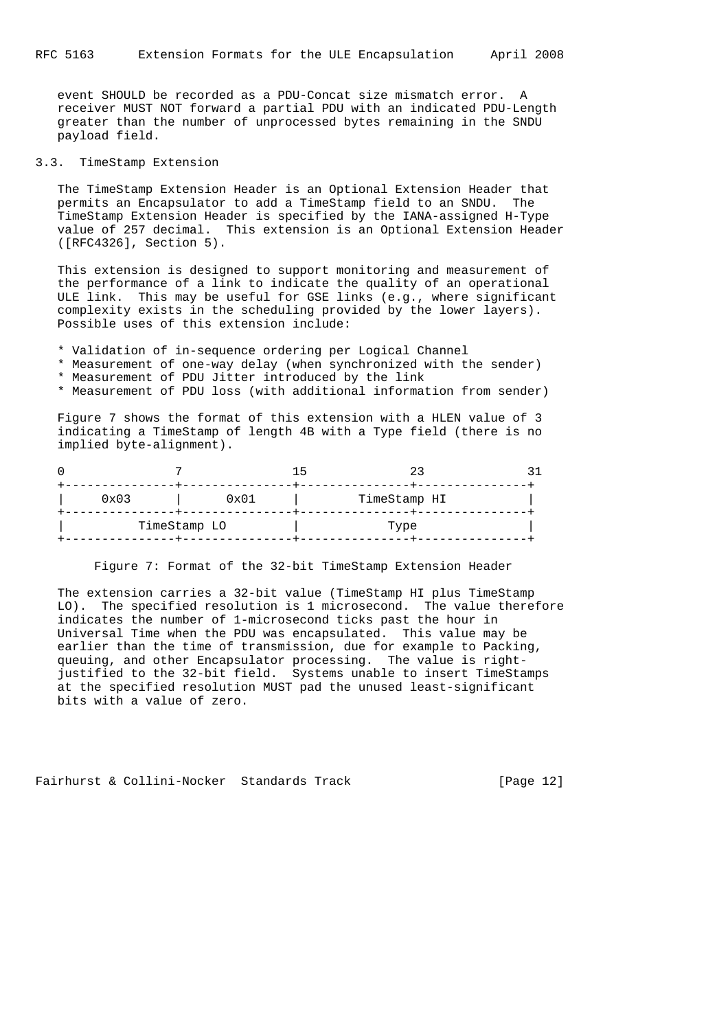event SHOULD be recorded as a PDU-Concat size mismatch error. A receiver MUST NOT forward a partial PDU with an indicated PDU-Length greater than the number of unprocessed bytes remaining in the SNDU payload field.

### 3.3. TimeStamp Extension

The TimeStamp Extension Header is an Optional Extension Header that permits an Encapsulator to add a TimeStamp field to an SNDU. The TimeStamp Extension Header is specified by the IANA-assigned H-Type value of 257 decimal. This extension is an Optional Extension Header ([RFC4326], Section 5).

This extension is designed to support monitoring and measurement of the performance of a link to indicate the quality of an operational ULE link. This may be useful for GSE links (e.g., where significant complexity exists in the scheduling provided by the lower layers). Possible uses of this extension include:

* Validation of in-sequence ordering per Logical Channel
* Measurement of one-way delay (when synchronized with the sender)
* Measurement of PDU Jitter introduced by the link
* Measurement of PDU loss (with additional information from sender)

Figure 7 shows the format of this extension with a HLEN value of 3 indicating a TimeStamp of length 4B with a Type field (there is no implied byte-alignment).

```
0               7               15              23              31
+---------------+---------------+---------------+---------------+
|     0x03      |     0x01      |          TimeStamp HI         |
+---------------+---------------+---------------+---------------+
|          TimeStamp LO         |              Type             |
+---------------+---------------+---------------+---------------+
```

Figure 7: Format of the 32-bit TimeStamp Extension Header

The extension carries a 32-bit value (TimeStamp HI plus TimeStamp LO). The specified resolution is 1 microsecond. The value therefore indicates the number of 1-microsecond ticks past the hour in Universal Time when the PDU was encapsulated. This value may be earlier than the time of transmission, due for example to Packing, queuing, and other Encapsulator processing. The value is right-justified to the 32-bit field. Systems unable to insert TimeStamps at the specified resolution MUST pad the unused least-significant bits with a value of zero.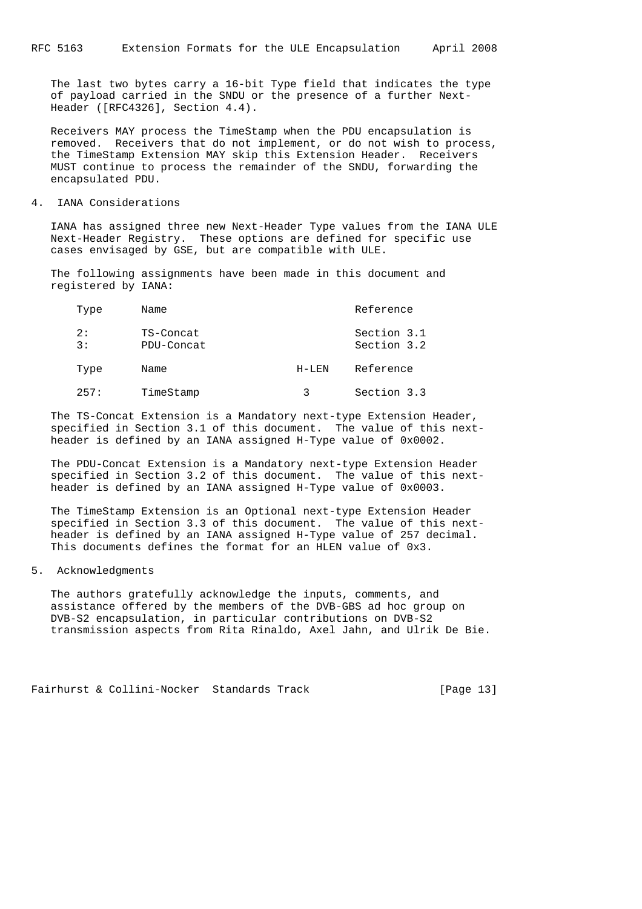The last two bytes carry a 16-bit Type field that indicates the type of payload carried in the SNDU or the presence of a further Next-Header ([RFC4326], Section 4.4).

Receivers MAY process the TimeStamp when the PDU encapsulation is removed. Receivers that do not implement, or do not wish to process, the TimeStamp Extension MAY skip this Extension Header. Receivers MUST continue to process the remainder of the SNDU, forwarding the encapsulated PDU.

## 4. IANA Considerations

IANA has assigned three new Next-Header Type values from the IANA ULE Next-Header Registry. These options are defined for specific use cases envisaged by GSE, but are compatible with ULE.

The following assignments have been made in this document and registered by IANA:

| Type | Name | Reference |
|---|---|---|
| 2: | TS-Concat | Section 3.1 |
| 3: | PDU-Concat | Section 3.2 |

| Type | Name | H-LEN | Reference |
|---|---|---|---|
| 257: | TimeStamp | 3 | Section 3.3 |

The TS-Concat Extension is a Mandatory next-type Extension Header, specified in Section 3.1 of this document. The value of this next-header is defined by an IANA assigned H-Type value of 0x0002.

The PDU-Concat Extension is a Mandatory next-type Extension Header specified in Section 3.2 of this document. The value of this next-header is defined by an IANA assigned H-Type value of 0x0003.

The TimeStamp Extension is an Optional next-type Extension Header specified in Section 3.3 of this document. The value of this next-header is defined by an IANA assigned H-Type value of 257 decimal. This documents defines the format for an HLEN value of 0x3.

## 5. Acknowledgments

The authors gratefully acknowledge the inputs, comments, and assistance offered by the members of the DVB-GBS ad hoc group on DVB-S2 encapsulation, in particular contributions on DVB-S2 transmission aspects from Rita Rinaldo, Axel Jahn, and Ulrik De Bie.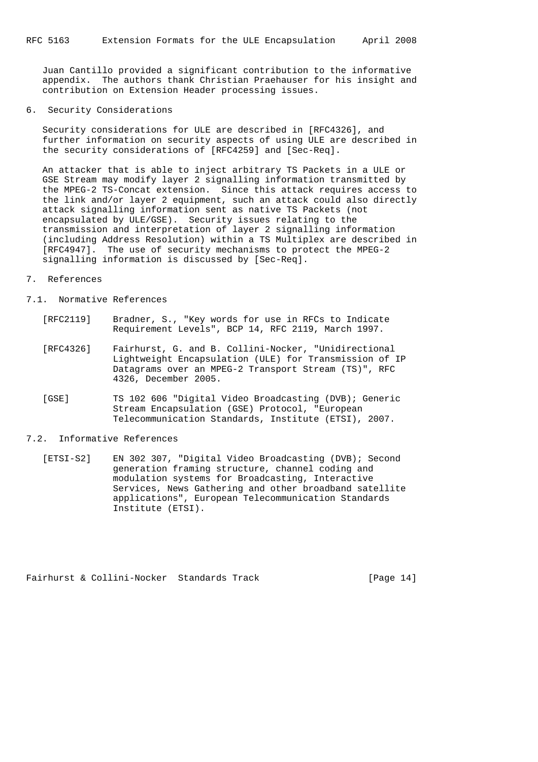Juan Cantillo provided a significant contribution to the informative appendix. The authors thank Christian Praehauser for his insight and contribution on Extension Header processing issues.

## 6. Security Considerations

Security considerations for ULE are described in [RFC4326], and further information on security aspects of using ULE are described in the security considerations of [RFC4259] and [Sec-Req].

An attacker that is able to inject arbitrary TS Packets in a ULE or GSE Stream may modify layer 2 signalling information transmitted by the MPEG-2 TS-Concat extension. Since this attack requires access to the link and/or layer 2 equipment, such an attack could also directly attack signalling information sent as native TS Packets (not encapsulated by ULE/GSE). Security issues relating to the transmission and interpretation of layer 2 signalling information (including Address Resolution) within a TS Multiplex are described in [RFC4947]. The use of security mechanisms to protect the MPEG-2 signalling information is discussed by [Sec-Req].

## 7. References

### 7.1. Normative References

[RFC2119] Bradner, S., "Key words for use in RFCs to Indicate Requirement Levels", BCP 14, RFC 2119, March 1997.

[RFC4326] Fairhurst, G. and B. Collini-Nocker, "Unidirectional Lightweight Encapsulation (ULE) for Transmission of IP Datagrams over an MPEG-2 Transport Stream (TS)", RFC 4326, December 2005.

[GSE] TS 102 606 "Digital Video Broadcasting (DVB); Generic Stream Encapsulation (GSE) Protocol, "European Telecommunication Standards, Institute (ETSI), 2007.

### 7.2. Informative References

[ETSI-S2] EN 302 307, "Digital Video Broadcasting (DVB); Second generation framing structure, channel coding and modulation systems for Broadcasting, Interactive Services, News Gathering and other broadband satellite applications", European Telecommunication Standards Institute (ETSI).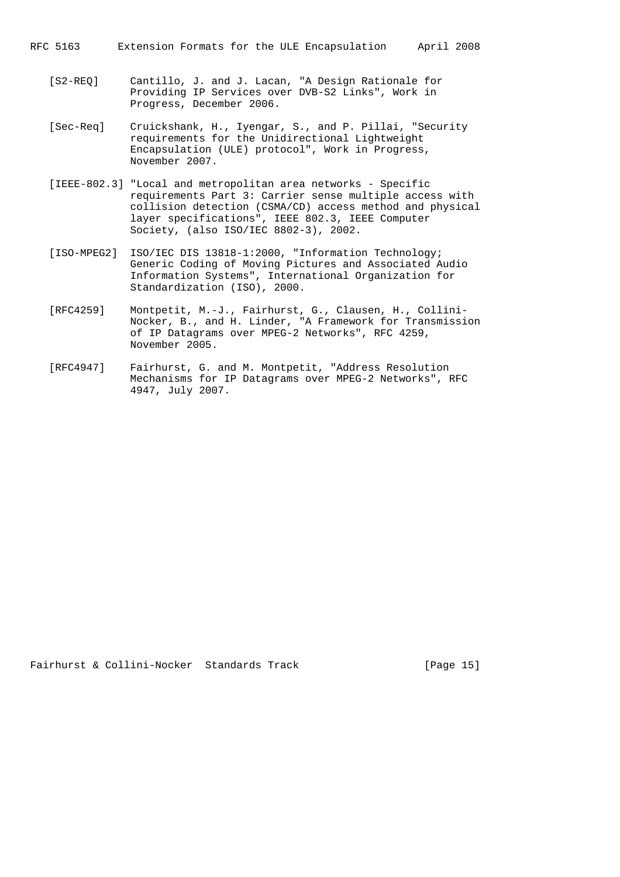[S2-REQ] Cantillo, J. and J. Lacan, "A Design Rationale for Providing IP Services over DVB-S2 Links", Work in Progress, December 2006.

[Sec-Req] Cruickshank, H., Iyengar, S., and P. Pillai, "Security requirements for the Unidirectional Lightweight Encapsulation (ULE) protocol", Work in Progress, November 2007.

[IEEE-802.3] "Local and metropolitan area networks - Specific requirements Part 3: Carrier sense multiple access with collision detection (CSMA/CD) access method and physical layer specifications", IEEE 802.3, IEEE Computer Society, (also ISO/IEC 8802-3), 2002.

[ISO-MPEG2] ISO/IEC DIS 13818-1:2000, "Information Technology; Generic Coding of Moving Pictures and Associated Audio Information Systems", International Organization for Standardization (ISO), 2000.

[RFC4259] Montpetit, M.-J., Fairhurst, G., Clausen, H., Collini-Nocker, B., and H. Linder, "A Framework for Transmission of IP Datagrams over MPEG-2 Networks", RFC 4259, November 2005.

[RFC4947] Fairhurst, G. and M. Montpetit, "Address Resolution Mechanisms for IP Datagrams over MPEG-2 Networks", RFC 4947, July 2007.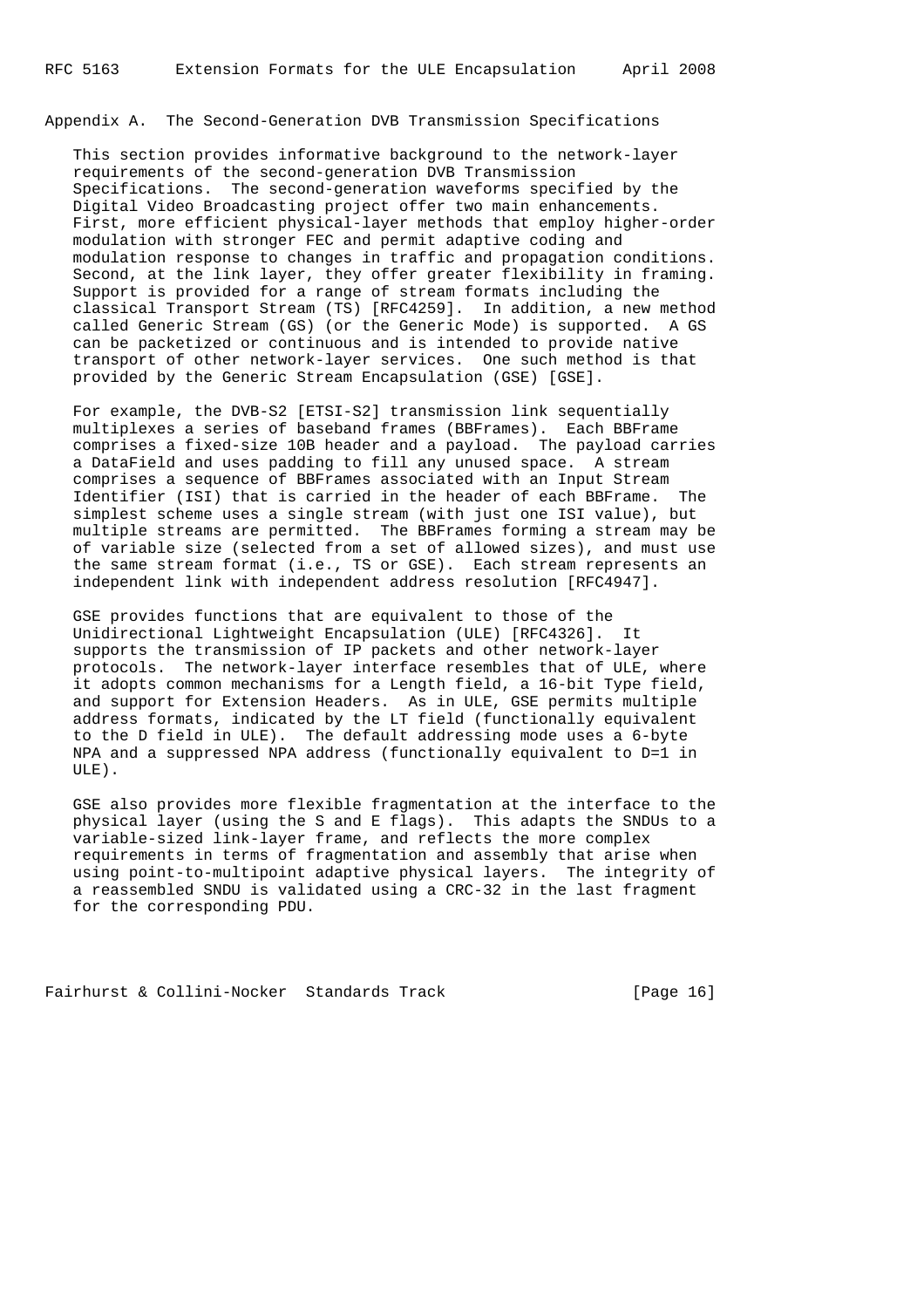## Appendix A. The Second-Generation DVB Transmission Specifications

This section provides informative background to the network-layer requirements of the second-generation DVB Transmission Specifications. The second-generation waveforms specified by the Digital Video Broadcasting project offer two main enhancements. First, more efficient physical-layer methods that employ higher-order modulation with stronger FEC and permit adaptive coding and modulation response to changes in traffic and propagation conditions. Second, at the link layer, they offer greater flexibility in framing. Support is provided for a range of stream formats including the classical Transport Stream (TS) [RFC4259]. In addition, a new method called Generic Stream (GS) (or the Generic Mode) is supported. A GS can be packetized or continuous and is intended to provide native transport of other network-layer services. One such method is that provided by the Generic Stream Encapsulation (GSE) [GSE].

For example, the DVB-S2 [ETSI-S2] transmission link sequentially multiplexes a series of baseband frames (BBFrames). Each BBFrame comprises a fixed-size 10B header and a payload. The payload carries a DataField and uses padding to fill any unused space. A stream comprises a sequence of BBFrames associated with an Input Stream Identifier (ISI) that is carried in the header of each BBFrame. The simplest scheme uses a single stream (with just one ISI value), but multiple streams are permitted. The BBFrames forming a stream may be of variable size (selected from a set of allowed sizes), and must use the same stream format (i.e., TS or GSE). Each stream represents an independent link with independent address resolution [RFC4947].

GSE provides functions that are equivalent to those of the Unidirectional Lightweight Encapsulation (ULE) [RFC4326]. It supports the transmission of IP packets and other network-layer protocols. The network-layer interface resembles that of ULE, where it adopts common mechanisms for a Length field, a 16-bit Type field, and support for Extension Headers. As in ULE, GSE permits multiple address formats, indicated by the LT field (functionally equivalent to the D field in ULE). The default addressing mode uses a 6-byte NPA and a suppressed NPA address (functionally equivalent to D=1 in ULE).

GSE also provides more flexible fragmentation at the interface to the physical layer (using the S and E flags). This adapts the SNDUs to a variable-sized link-layer frame, and reflects the more complex requirements in terms of fragmentation and assembly that arise when using point-to-multipoint adaptive physical layers. The integrity of a reassembled SNDU is validated using a CRC-32 in the last fragment for the corresponding PDU.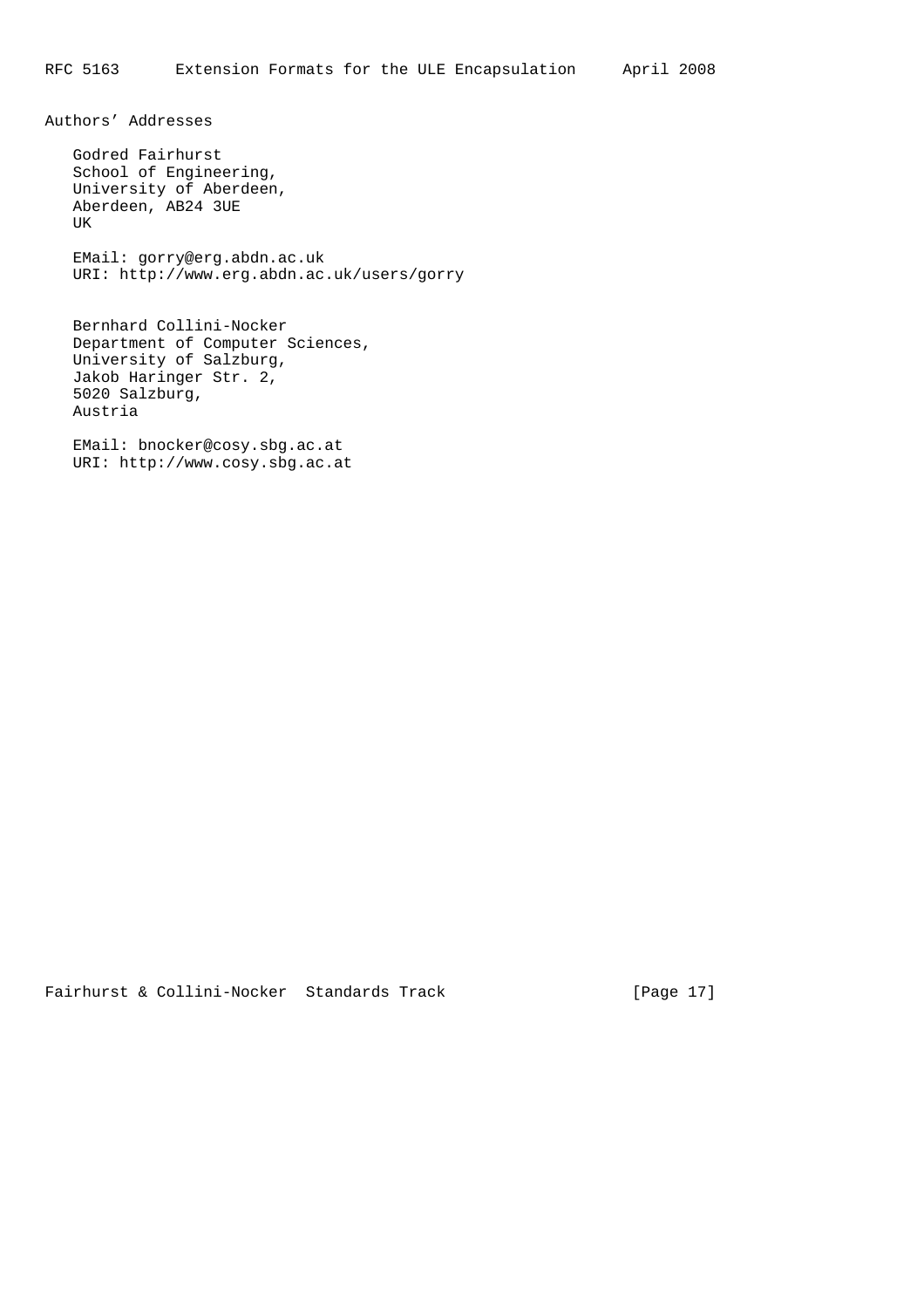## Authors' Addresses

Godred Fairhurst
School of Engineering,
University of Aberdeen,
Aberdeen, AB24 3UE
UK

EMail: gorry@erg.abdn.ac.uk
URI: http://www.erg.abdn.ac.uk/users/gorry

Bernhard Collini-Nocker
Department of Computer Sciences,
University of Salzburg,
Jakob Haringer Str. 2,
5020 Salzburg,
Austria

EMail: bnocker@cosy.sbg.ac.at
URI: http://www.cosy.sbg.ac.at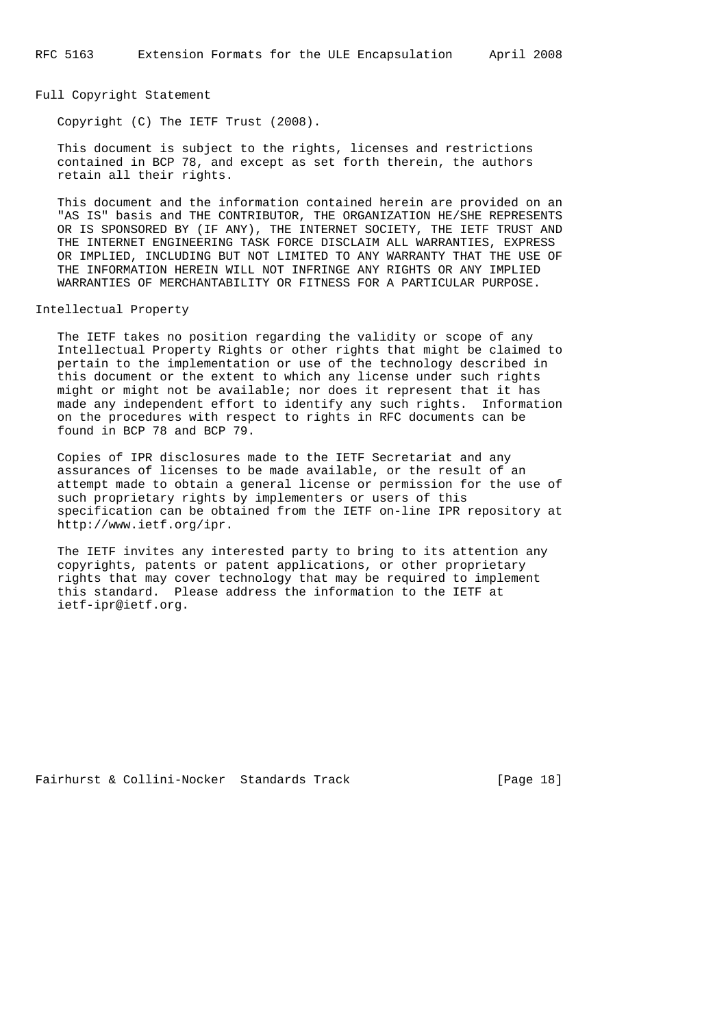## Full Copyright Statement

Copyright (C) The IETF Trust (2008).

This document is subject to the rights, licenses and restrictions contained in BCP 78, and except as set forth therein, the authors retain all their rights.

This document and the information contained herein are provided on an "AS IS" basis and THE CONTRIBUTOR, THE ORGANIZATION HE/SHE REPRESENTS OR IS SPONSORED BY (IF ANY), THE INTERNET SOCIETY, THE IETF TRUST AND THE INTERNET ENGINEERING TASK FORCE DISCLAIM ALL WARRANTIES, EXPRESS OR IMPLIED, INCLUDING BUT NOT LIMITED TO ANY WARRANTY THAT THE USE OF THE INFORMATION HEREIN WILL NOT INFRINGE ANY RIGHTS OR ANY IMPLIED WARRANTIES OF MERCHANTABILITY OR FITNESS FOR A PARTICULAR PURPOSE.

## Intellectual Property

The IETF takes no position regarding the validity or scope of any Intellectual Property Rights or other rights that might be claimed to pertain to the implementation or use of the technology described in this document or the extent to which any license under such rights might or might not be available; nor does it represent that it has made any independent effort to identify any such rights. Information on the procedures with respect to rights in RFC documents can be found in BCP 78 and BCP 79.

Copies of IPR disclosures made to the IETF Secretariat and any assurances of licenses to be made available, or the result of an attempt made to obtain a general license or permission for the use of such proprietary rights by implementers or users of this specification can be obtained from the IETF on-line IPR repository at http://www.ietf.org/ipr.

The IETF invites any interested party to bring to its attention any copyrights, patents or patent applications, or other proprietary rights that may cover technology that may be required to implement this standard. Please address the information to the IETF at ietf-ipr@ietf.org.